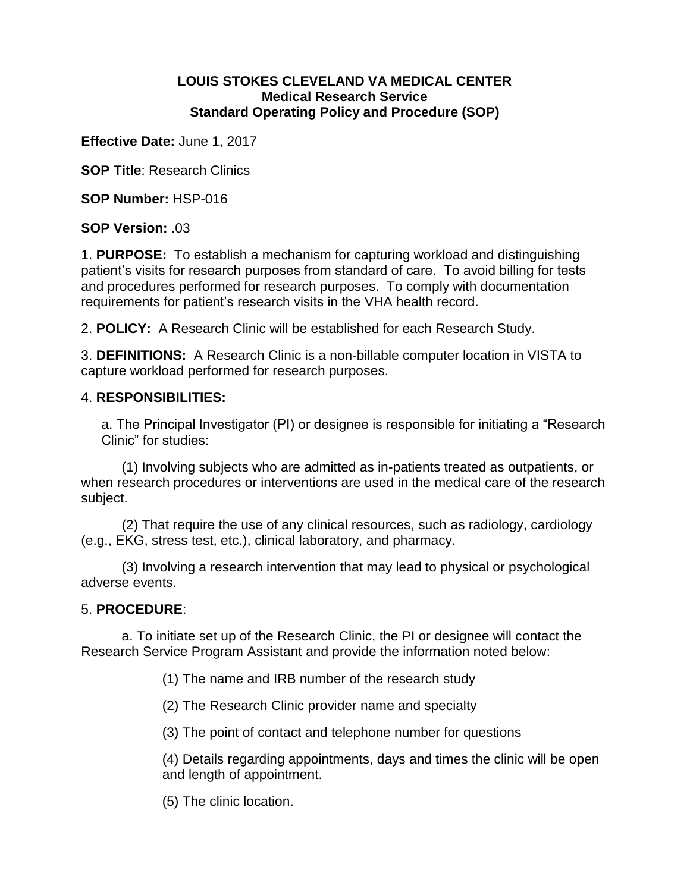**LOUIS STOKES CLEVELAND VA MEDICAL CENTER**
**Medical Research Service**
**Standard Operating Policy and Procedure (SOP)**

**Effective Date:** June 1, 2017

**SOP Title**: Research Clinics

**SOP Number:** HSP-016

**SOP Version:** .03

1. **PURPOSE:** To establish a mechanism for capturing workload and distinguishing patient's visits for research purposes from standard of care. To avoid billing for tests and procedures performed for research purposes. To comply with documentation requirements for patient's research visits in the VHA health record.

2. **POLICY:** A Research Clinic will be established for each Research Study.

3. **DEFINITIONS:** A Research Clinic is a non-billable computer location in VISTA to capture workload performed for research purposes.

4. **RESPONSIBILITIES:**

a. The Principal Investigator (PI) or designee is responsible for initiating a "Research Clinic" for studies:

(1) Involving subjects who are admitted as in-patients treated as outpatients, or when research procedures or interventions are used in the medical care of the research subject.

(2) That require the use of any clinical resources, such as radiology, cardiology (e.g., EKG, stress test, etc.), clinical laboratory, and pharmacy.

(3) Involving a research intervention that may lead to physical or psychological adverse events.

5. **PROCEDURE**:

a. To initiate set up of the Research Clinic, the PI or designee will contact the Research Service Program Assistant and provide the information noted below:

(1) The name and IRB number of the research study

(2) The Research Clinic provider name and specialty

(3) The point of contact and telephone number for questions

(4) Details regarding appointments, days and times the clinic will be open and length of appointment.

(5) The clinic location.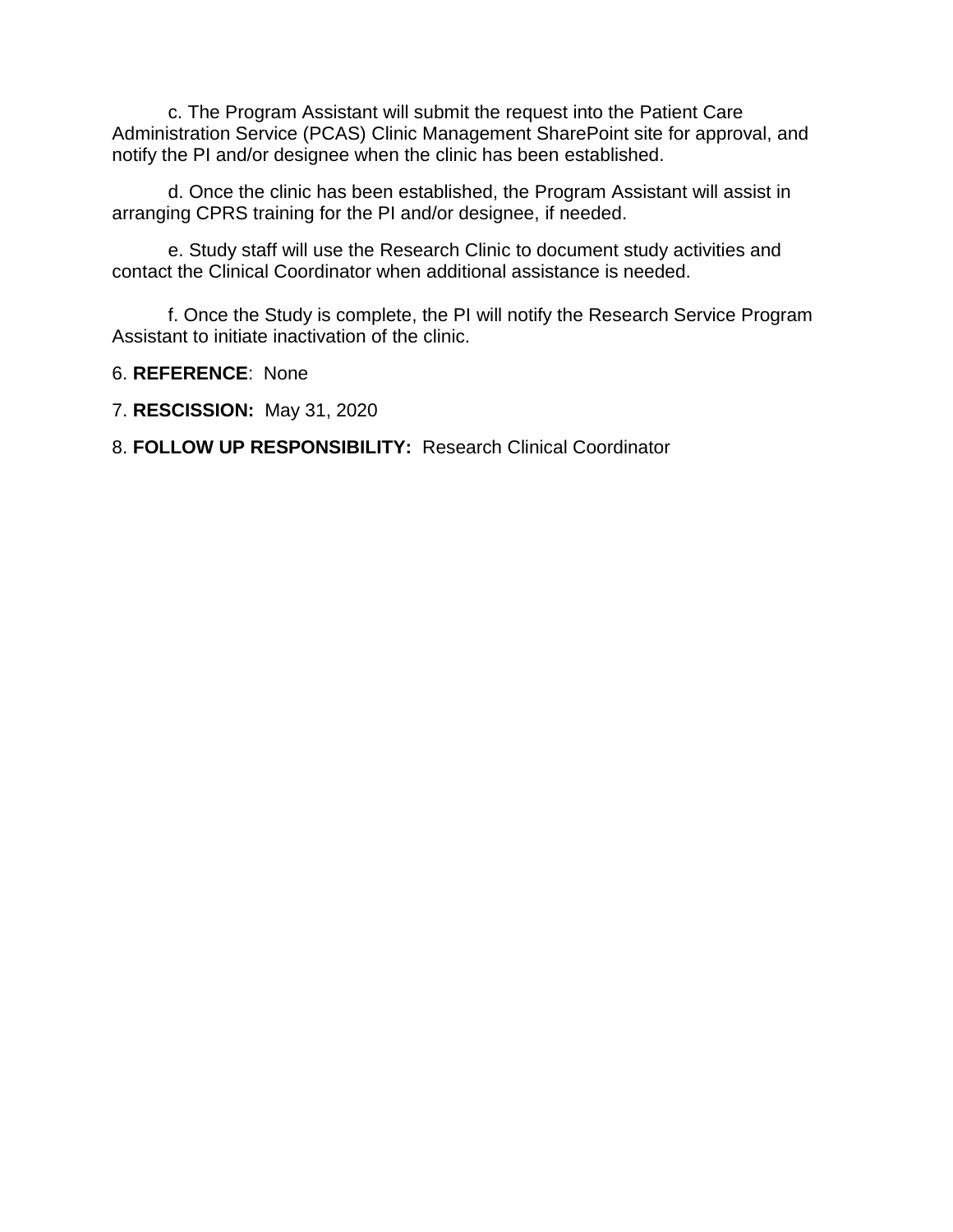c. The Program Assistant will submit the request into the Patient Care Administration Service (PCAS) Clinic Management SharePoint site for approval, and notify the PI and/or designee when the clinic has been established.

d. Once the clinic has been established, the Program Assistant will assist in arranging CPRS training for the PI and/or designee, if needed.

e. Study staff will use the Research Clinic to document study activities and contact the Clinical Coordinator when additional assistance is needed.

f. Once the Study is complete, the PI will notify the Research Service Program Assistant to initiate inactivation of the clinic.

6. **REFERENCE**: None

7. **RESCISSION:** May 31, 2020

8. **FOLLOW UP RESPONSIBILITY:** Research Clinical Coordinator